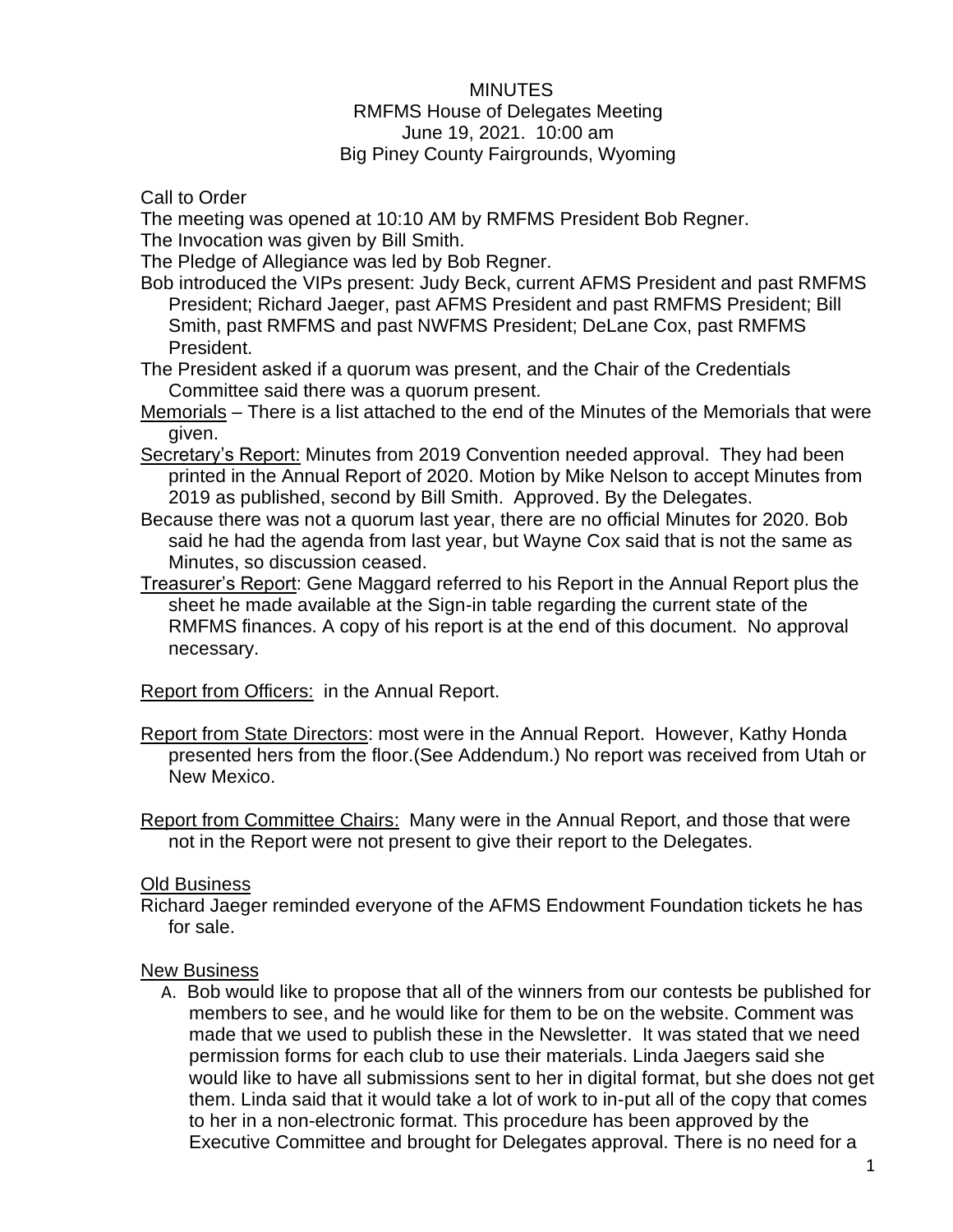# MINUTES

## RMFMS House of Delegates Meeting

June 19, 2021. 10:00 am

Big Piney County Fairgrounds, Wyoming

Call to Order

The meeting was opened at 10:10 AM by RMFMS President Bob Regner.

The Invocation was given by Bill Smith.

The Pledge of Allegiance was led by Bob Regner.

Bob introduced the VIPs present: Judy Beck, current AFMS President and past RMFMS President; Richard Jaeger, past AFMS President and past RMFMS President; Bill Smith, past RMFMS and past NWFMS President; DeLane Cox, past RMFMS President.

The President asked if a quorum was present, and the Chair of the Credentials Committee said there was a quorum present.

Memorials – There is a list attached to the end of the Minutes of the Memorials that were given.

Secretary's Report: Minutes from 2019 Convention needed approval. They had been printed in the Annual Report of 2020. Motion by Mike Nelson to accept Minutes from 2019 as published, second by Bill Smith. Approved. By the Delegates.

Because there was not a quorum last year, there are no official Minutes for 2020. Bob said he had the agenda from last year, but Wayne Cox said that is not the same as Minutes, so discussion ceased.

Treasurer's Report: Gene Maggard referred to his Report in the Annual Report plus the sheet he made available at the Sign-in table regarding the current state of the RMFMS finances. A copy of his report is at the end of this document. No approval necessary.

Report from Officers: in the Annual Report.

Report from State Directors: most were in the Annual Report. However, Kathy Honda presented hers from the floor.(See Addendum.) No report was received from Utah or New Mexico.

Report from Committee Chairs: Many were in the Annual Report, and those that were not in the Report were not present to give their report to the Delegates.

Old Business

Richard Jaeger reminded everyone of the AFMS Endowment Foundation tickets he has for sale.

New Business

A. Bob would like to propose that all of the winners from our contests be published for members to see, and he would like for them to be on the website. Comment was made that we used to publish these in the Newsletter. It was stated that we need permission forms for each club to use their materials. Linda Jaegers said she would like to have all submissions sent to her in digital format, but she does not get them. Linda said that it would take a lot of work to in-put all of the copy that comes to her in a non-electronic format. This procedure has been approved by the Executive Committee and brought for Delegates approval. There is no need for a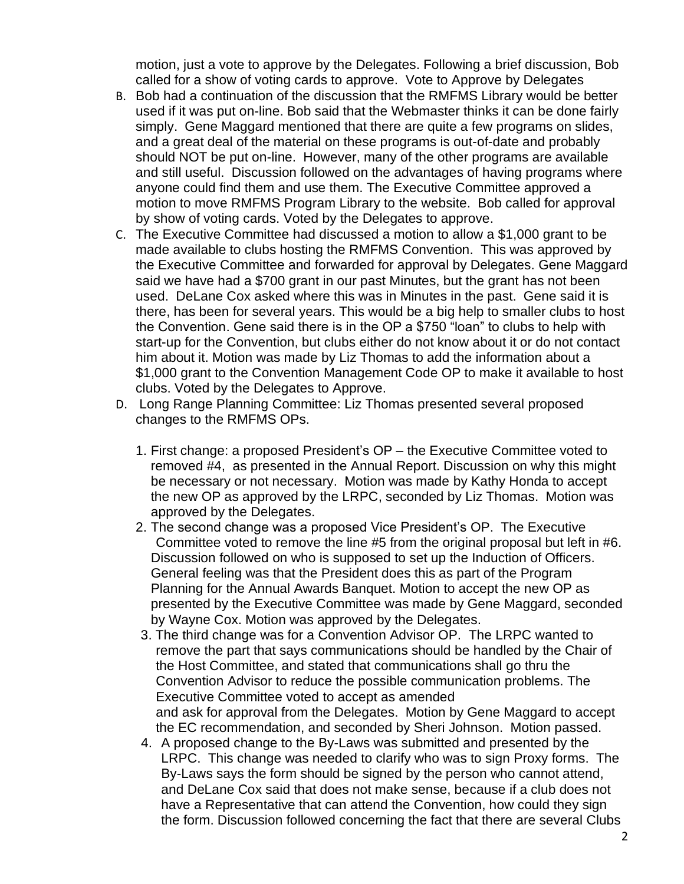motion, just a vote to approve by the Delegates. Following a brief discussion, Bob called for a show of voting cards to approve. Vote to Approve by Delegates

B. Bob had a continuation of the discussion that the RMFMS Library would be better used if it was put on-line. Bob said that the Webmaster thinks it can be done fairly simply. Gene Maggard mentioned that there are quite a few programs on slides, and a great deal of the material on these programs is out-of-date and probably should NOT be put on-line. However, many of the other programs are available and still useful. Discussion followed on the advantages of having programs where anyone could find them and use them. The Executive Committee approved a motion to move RMFMS Program Library to the website. Bob called for approval by show of voting cards. Voted by the Delegates to approve.

C. The Executive Committee had discussed a motion to allow a $1,000 grant to be made available to clubs hosting the RMFMS Convention. This was approved by the Executive Committee and forwarded for approval by Delegates. Gene Maggard said we have had a $700 grant in our past Minutes, but the grant has not been used. DeLane Cox asked where this was in Minutes in the past. Gene said it is there, has been for several years. This would be a big help to smaller clubs to host the Convention. Gene said there is in the OP a $750 "loan" to clubs to help with start-up for the Convention, but clubs either do not know about it or do not contact him about it. Motion was made by Liz Thomas to add the information about a $1,000 grant to the Convention Management Code OP to make it available to host clubs. Voted by the Delegates to Approve.

D. Long Range Planning Committee: Liz Thomas presented several proposed changes to the RMFMS OPs.

   1. First change: a proposed President's OP – the Executive Committee voted to removed #4, as presented in the Annual Report. Discussion on why this might be necessary or not necessary. Motion was made by Kathy Honda to accept the new OP as approved by the LRPC, seconded by Liz Thomas. Motion was approved by the Delegates.
   2. The second change was a proposed Vice President's OP. The Executive Committee voted to remove the line #5 from the original proposal but left in #6. Discussion followed on who is supposed to set up the Induction of Officers. General feeling was that the President does this as part of the Program Planning for the Annual Awards Banquet. Motion to accept the new OP as presented by the Executive Committee was made by Gene Maggard, seconded by Wayne Cox. Motion was approved by the Delegates.
   3. The third change was for a Convention Advisor OP. The LRPC wanted to remove the part that says communications should be handled by the Chair of the Host Committee, and stated that communications shall go thru the Convention Advisor to reduce the possible communication problems. The Executive Committee voted to accept as amended and ask for approval from the Delegates. Motion by Gene Maggard to accept the EC recommendation, and seconded by Sheri Johnson. Motion passed.
   4. A proposed change to the By-Laws was submitted and presented by the LRPC. This change was needed to clarify who was to sign Proxy forms. The By-Laws says the form should be signed by the person who cannot attend, and DeLane Cox said that does not make sense, because if a club does not have a Representative that can attend the Convention, how could they sign the form. Discussion followed concerning the fact that there are several Clubs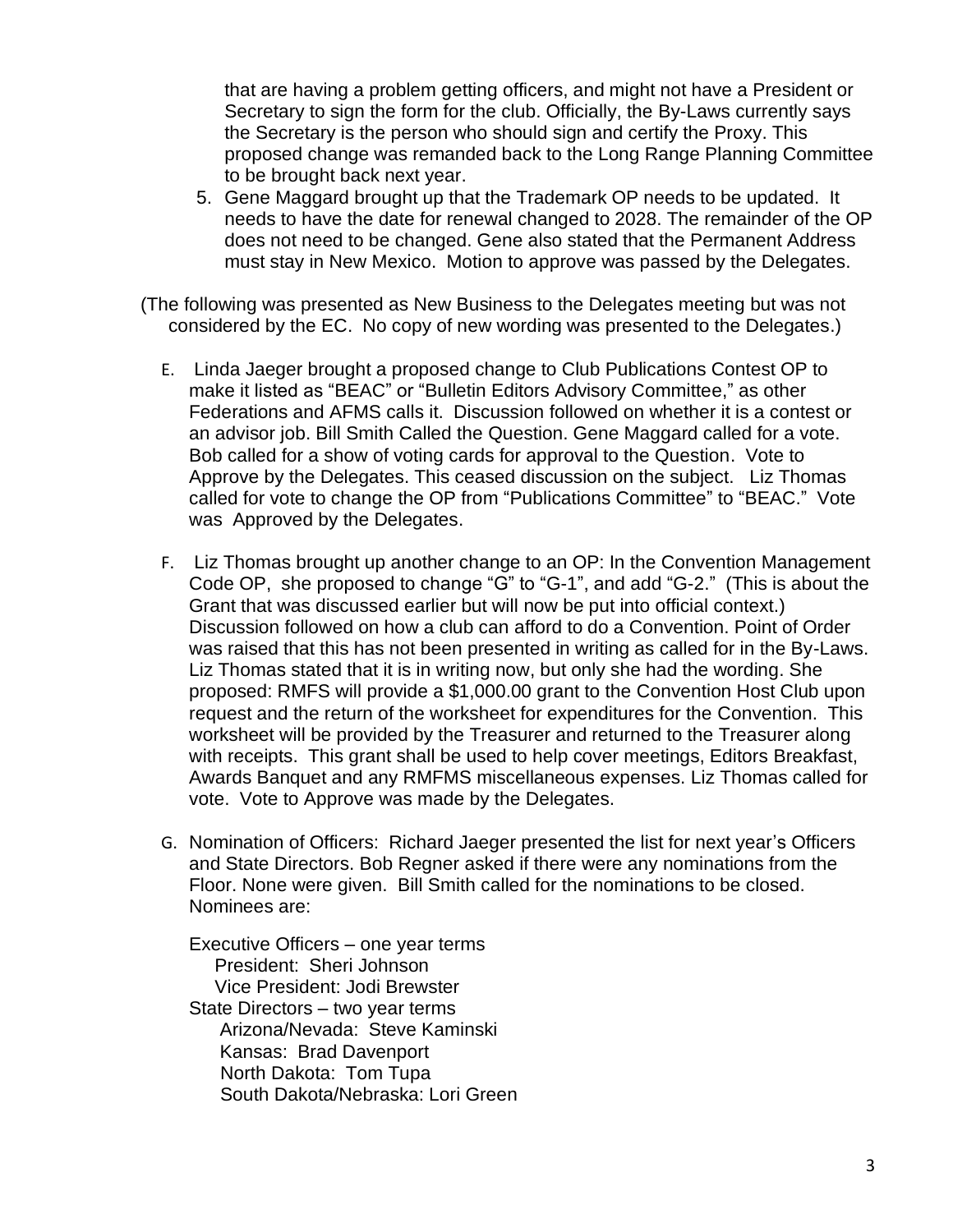that are having a problem getting officers, and might not have a President or Secretary to sign the form for the club. Officially, the By-Laws currently says the Secretary is the person who should sign and certify the Proxy. This proposed change was remanded back to the Long Range Planning Committee to be brought back next year.

5. Gene Maggard brought up that the Trademark OP needs to be updated. It needs to have the date for renewal changed to 2028. The remainder of the OP does not need to be changed. Gene also stated that the Permanent Address must stay in New Mexico. Motion to approve was passed by the Delegates.

(The following was presented as New Business to the Delegates meeting but was not considered by the EC. No copy of new wording was presented to the Delegates.)

E. Linda Jaeger brought a proposed change to Club Publications Contest OP to make it listed as "BEAC" or "Bulletin Editors Advisory Committee," as other Federations and AFMS calls it. Discussion followed on whether it is a contest or an advisor job. Bill Smith Called the Question. Gene Maggard called for a vote. Bob called for a show of voting cards for approval to the Question. Vote to Approve by the Delegates. This ceased discussion on the subject. Liz Thomas called for vote to change the OP from "Publications Committee" to "BEAC." Vote was Approved by the Delegates.

F. Liz Thomas brought up another change to an OP: In the Convention Management Code OP, she proposed to change "G" to "G-1", and add "G-2." (This is about the Grant that was discussed earlier but will now be put into official context.) Discussion followed on how a club can afford to do a Convention. Point of Order was raised that this has not been presented in writing as called for in the By-Laws. Liz Thomas stated that it is in writing now, but only she had the wording. She proposed: RMFS will provide a $1,000.00 grant to the Convention Host Club upon request and the return of the worksheet for expenditures for the Convention. This worksheet will be provided by the Treasurer and returned to the Treasurer along with receipts. This grant shall be used to help cover meetings, Editors Breakfast, Awards Banquet and any RMFMS miscellaneous expenses. Liz Thomas called for vote. Vote to Approve was made by the Delegates.

G. Nomination of Officers: Richard Jaeger presented the list for next year's Officers and State Directors. Bob Regner asked if there were any nominations from the Floor. None were given. Bill Smith called for the nominations to be closed. Nominees are:

Executive Officers – one year terms
- President: Sheri Johnson
- Vice President: Jodi Brewster

State Directors – two year terms
- Arizona/Nevada: Steve Kaminski
- Kansas: Brad Davenport
- North Dakota: Tom Tupa
- South Dakota/Nebraska: Lori Green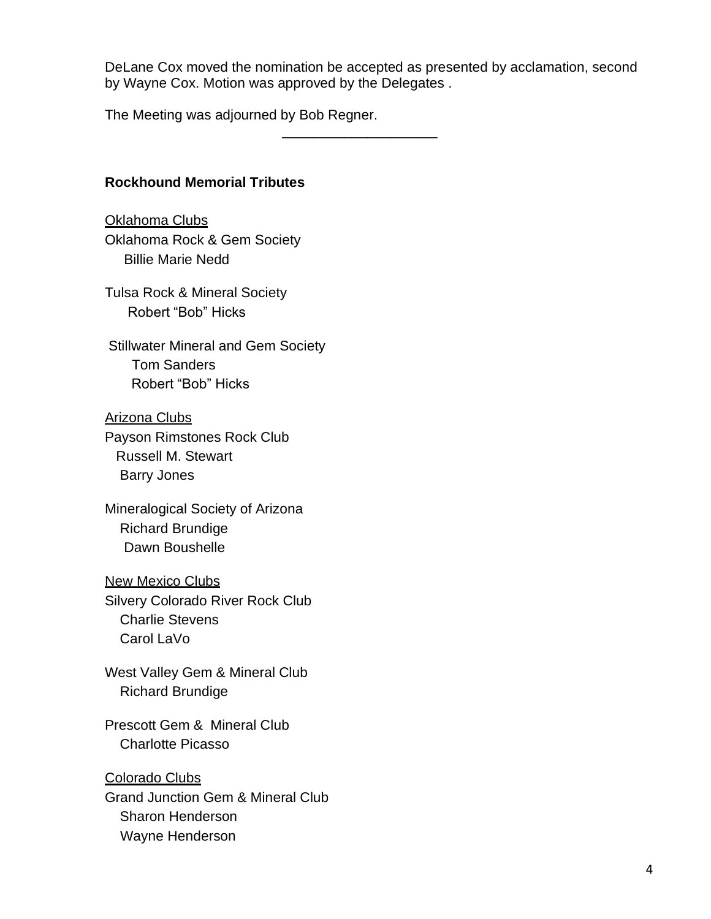DeLane Cox moved the nomination be accepted as presented by acclamation, second by Wayne Cox. Motion was approved by the Delegates .

The Meeting was adjourned by Bob Regner.

---

**Rockhound Memorial Tributes**

<u>Oklahoma Clubs</u>

Oklahoma Rock & Gem Society
- Billie Marie Nedd

Tulsa Rock & Mineral Society
- Robert "Bob" Hicks

Stillwater Mineral and Gem Society
- Tom Sanders
- Robert "Bob" Hicks

<u>Arizona Clubs</u>

Payson Rimstones Rock Club
- Russell M. Stewart
- Barry Jones

Mineralogical Society of Arizona
- Richard Brundige
- Dawn Boushelle

<u>New Mexico Clubs</u>

Silvery Colorado River Rock Club
- Charlie Stevens
- Carol LaVo

West Valley Gem & Mineral Club
- Richard Brundige

Prescott Gem & Mineral Club
- Charlotte Picasso

<u>Colorado Clubs</u>

Grand Junction Gem & Mineral Club
- Sharon Henderson
- Wayne Henderson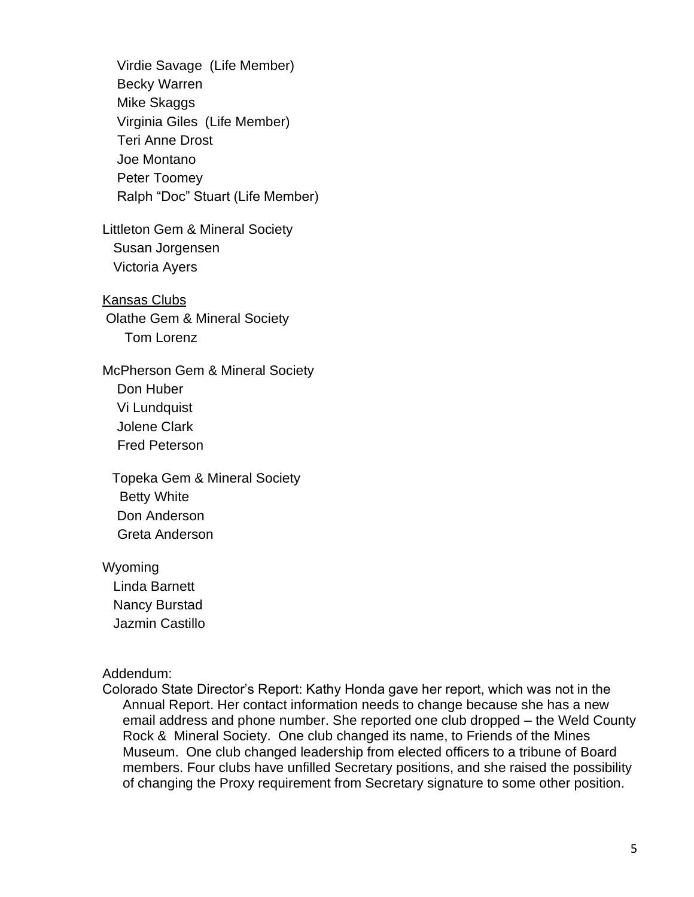Virdie Savage (Life Member)
Becky Warren
Mike Skaggs
Virginia Giles (Life Member)
Teri Anne Drost
Joe Montano
Peter Toomey
Ralph "Doc" Stuart (Life Member)

Littleton Gem & Mineral Society
Susan Jorgensen
Victoria Ayers

<u>Kansas Clubs</u>

Olathe Gem & Mineral Society
Tom Lorenz

McPherson Gem & Mineral Society
Don Huber
Vi Lundquist
Jolene Clark
Fred Peterson

Topeka Gem & Mineral Society
Betty White
Don Anderson
Greta Anderson

Wyoming
Linda Barnett
Nancy Burstad
Jazmin Castillo

Addendum:

Colorado State Director's Report: Kathy Honda gave her report, which was not in the Annual Report. Her contact information needs to change because she has a new email address and phone number. She reported one club dropped – the Weld County Rock & Mineral Society. One club changed its name, to Friends of the Mines Museum. One club changed leadership from elected officers to a tribune of Board members. Four clubs have unfilled Secretary positions, and she raised the possibility of changing the Proxy requirement from Secretary signature to some other position.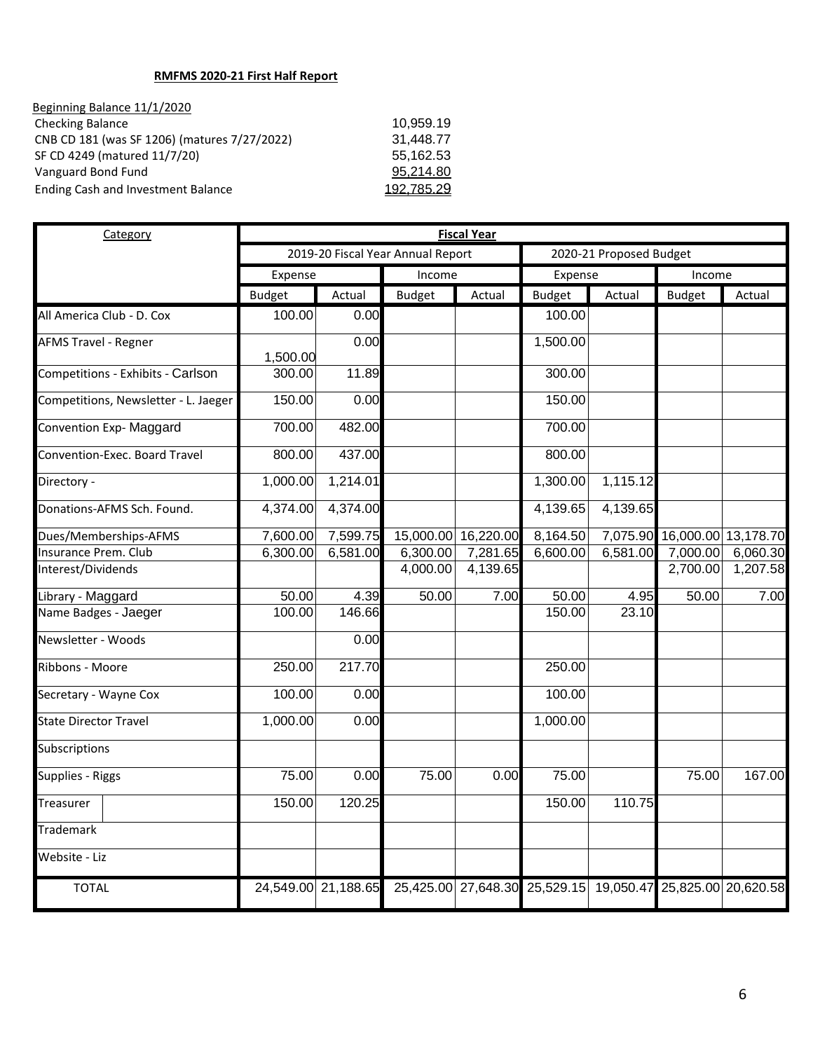**RMFMS 2020-21 First Half Report**

Beginning Balance 11/1/2020

| | |
|---|---|
| Checking Balance | 10,959.19 |
| CNB CD 181 (was SF 1206) (matures 7/27/2022) | 31,448.77 |
| SF CD 4249 (matured 11/7/20) | 55,162.53 |
| Vanguard Bond Fund | 95,214.80 |
| Ending Cash and Investment Balance | 192,785.29 |

| Category | Fiscal Year | | | | | | | |
|---|---|---|---|---|---|---|---|---|
| | 2019-20 Fiscal Year Annual Report | | | | 2020-21 Proposed Budget | | | |
| | Expense | | Income | | Expense | | Income | |
| | Budget | Actual | Budget | Actual | Budget | Actual | Budget | Actual |
| All America Club - D. Cox | 100.00 | 0.00 | | | 100.00 | | | |
| AFMS Travel - Regner | 1,500.00 | 0.00 | | | 1,500.00 | | | |
| Competitions - Exhibits - Carlson | 300.00 | 11.89 | | | 300.00 | | | |
| Competitions, Newsletter - L. Jaeger | 150.00 | 0.00 | | | 150.00 | | | |
| Convention Exp- Maggard | 700.00 | 482.00 | | | 700.00 | | | |
| Convention-Exec. Board Travel | 800.00 | 437.00 | | | 800.00 | | | |
| Directory - | 1,000.00 | 1,214.01 | | | 1,300.00 | 1,115.12 | | |
| Donations-AFMS Sch. Found. | 4,374.00 | 4,374.00 | | | 4,139.65 | 4,139.65 | | |
| Dues/Memberships-AFMS | 7,600.00 | 7,599.75 | 15,000.00 | 16,220.00 | 8,164.50 | 7,075.90 | 16,000.00 | 13,178.70 |
| Insurance Prem. Club | 6,300.00 | 6,581.00 | 6,300.00 | 7,281.65 | 6,600.00 | 6,581.00 | 7,000.00 | 6,060.30 |
| Interest/Dividends | | | 4,000.00 | 4,139.65 | | | 2,700.00 | 1,207.58 |
| Library - Maggard | 50.00 | 4.39 | 50.00 | 7.00 | 50.00 | 4.95 | 50.00 | 7.00 |
| Name Badges - Jaeger | 100.00 | 146.66 | | | 150.00 | 23.10 | | |
| Newsletter - Woods | | 0.00 | | | | | | |
| Ribbons - Moore | 250.00 | 217.70 | | | 250.00 | | | |
| Secretary - Wayne Cox | 100.00 | 0.00 | | | 100.00 | | | |
| State Director Travel | 1,000.00 | 0.00 | | | 1,000.00 | | | |
| Subscriptions | | | | | | | | |
| Supplies - Riggs | 75.00 | 0.00 | 75.00 | 0.00 | 75.00 | | 75.00 | 167.00 |
| Treasurer | 150.00 | 120.25 | | | 150.00 | 110.75 | | |
| Trademark | | | | | | | | |
| Website - Liz | | | | | | | | |
| TOTAL | 24,549.00 | 21,188.65 | 25,425.00 | 27,648.30 | 25,529.15 | 19,050.47 | 25,825.00 | 20,620.58 |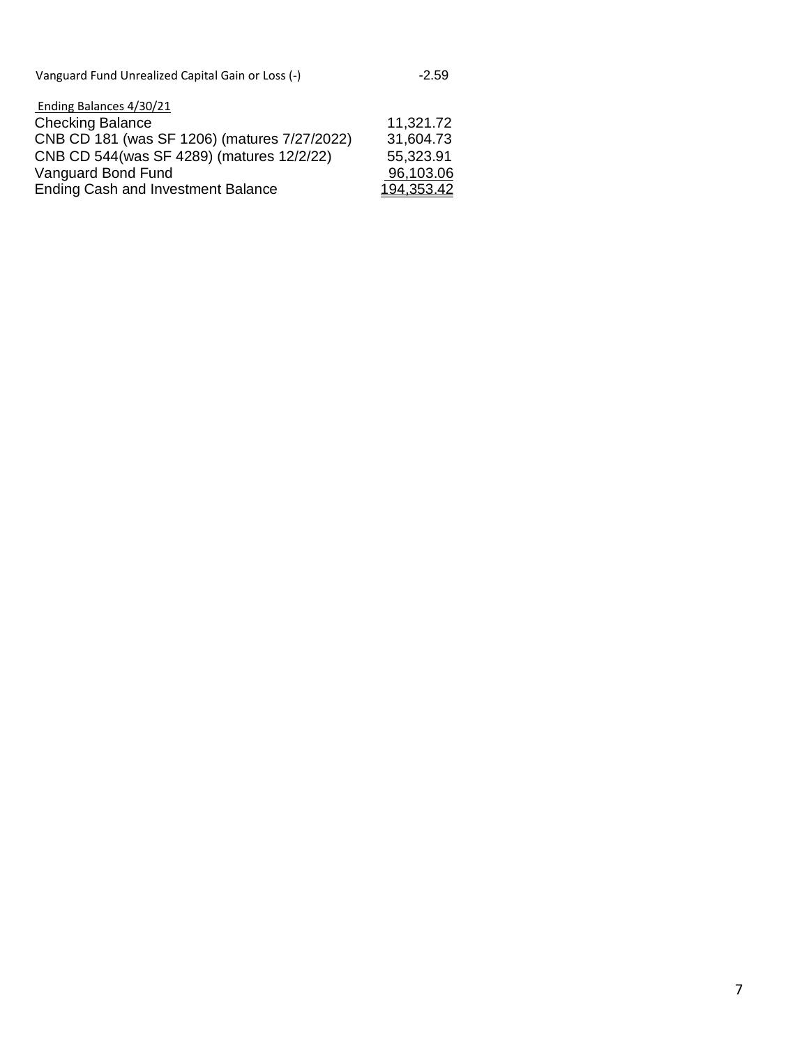| | |
|---|---|
| Vanguard Fund Unrealized Capital Gain or Loss (-) | -2.59 |

Ending Balances 4/30/21

| | |
|---|---|
| Checking Balance | 11,321.72 |
| CNB CD 181 (was SF 1206) (matures 7/27/2022) | 31,604.73 |
| CNB CD 544(was SF 4289) (matures 12/2/22) | 55,323.91 |
| Vanguard Bond Fund | 96,103.06 |
| Ending Cash and Investment Balance | 194,353.42 |